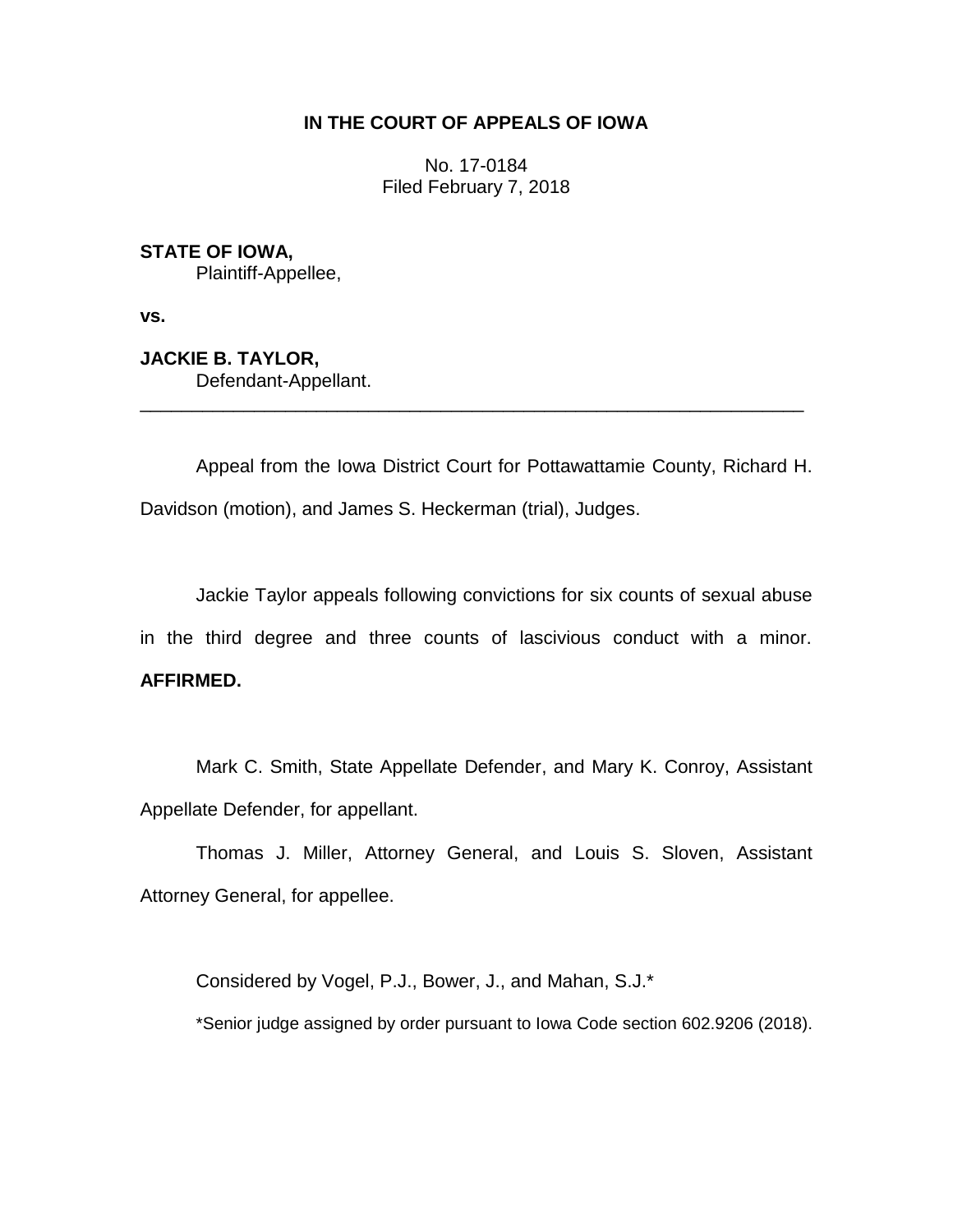# IN THE COURT OF APPEALS OF IOWA

No. 17-0184
Filed February 7, 2018

**STATE OF IOWA,**
Plaintiff-Appellee,

**vs.**

**JACKIE B. TAYLOR,**
Defendant-Appellant.

---

Appeal from the Iowa District Court for Pottawattamie County, Richard H. Davidson (motion), and James S. Heckerman (trial), Judges.

Jackie Taylor appeals following convictions for six counts of sexual abuse in the third degree and three counts of lascivious conduct with a minor. **AFFIRMED.**

Mark C. Smith, State Appellate Defender, and Mary K. Conroy, Assistant Appellate Defender, for appellant.

Thomas J. Miller, Attorney General, and Louis S. Sloven, Assistant Attorney General, for appellee.

Considered by Vogel, P.J., Bower, J., and Mahan, S.J.*

*Senior judge assigned by order pursuant to Iowa Code section 602.9206 (2018).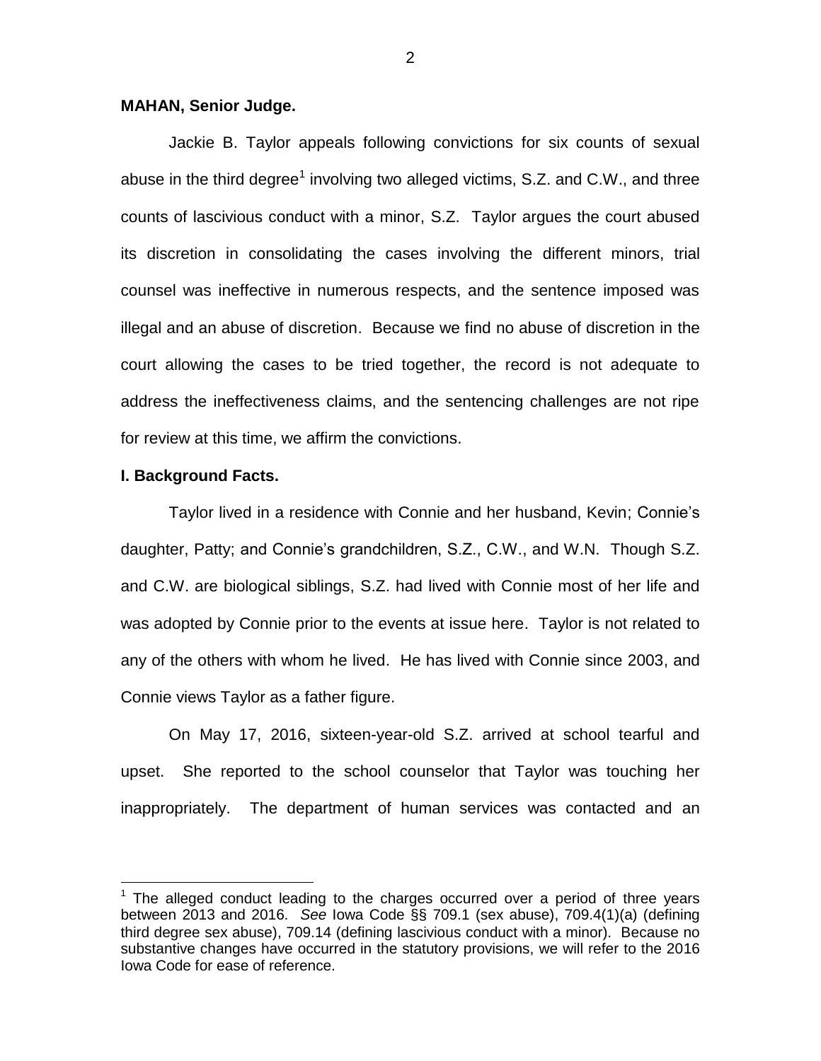**MAHAN, Senior Judge.**

Jackie B. Taylor appeals following convictions for six counts of sexual abuse in the third degree[1] involving two alleged victims, S.Z. and C.W., and three counts of lascivious conduct with a minor, S.Z. Taylor argues the court abused its discretion in consolidating the cases involving the different minors, trial counsel was ineffective in numerous respects, and the sentence imposed was illegal and an abuse of discretion. Because we find no abuse of discretion in the court allowing the cases to be tried together, the record is not adequate to address the ineffectiveness claims, and the sentencing challenges are not ripe for review at this time, we affirm the convictions.

**I. Background Facts.**

Taylor lived in a residence with Connie and her husband, Kevin; Connie's daughter, Patty; and Connie's grandchildren, S.Z., C.W., and W.N. Though S.Z. and C.W. are biological siblings, S.Z. had lived with Connie most of her life and was adopted by Connie prior to the events at issue here. Taylor is not related to any of the others with whom he lived. He has lived with Connie since 2003, and Connie views Taylor as a father figure.

On May 17, 2016, sixteen-year-old S.Z. arrived at school tearful and upset. She reported to the school counselor that Taylor was touching her inappropriately. The department of human services was contacted and an

---

[1] The alleged conduct leading to the charges occurred over a period of three years between 2013 and 2016. *See* Iowa Code §§ 709.1 (sex abuse), 709.4(1)(a) (defining third degree sex abuse), 709.14 (defining lascivious conduct with a minor). Because no substantive changes have occurred in the statutory provisions, we will refer to the 2016 Iowa Code for ease of reference.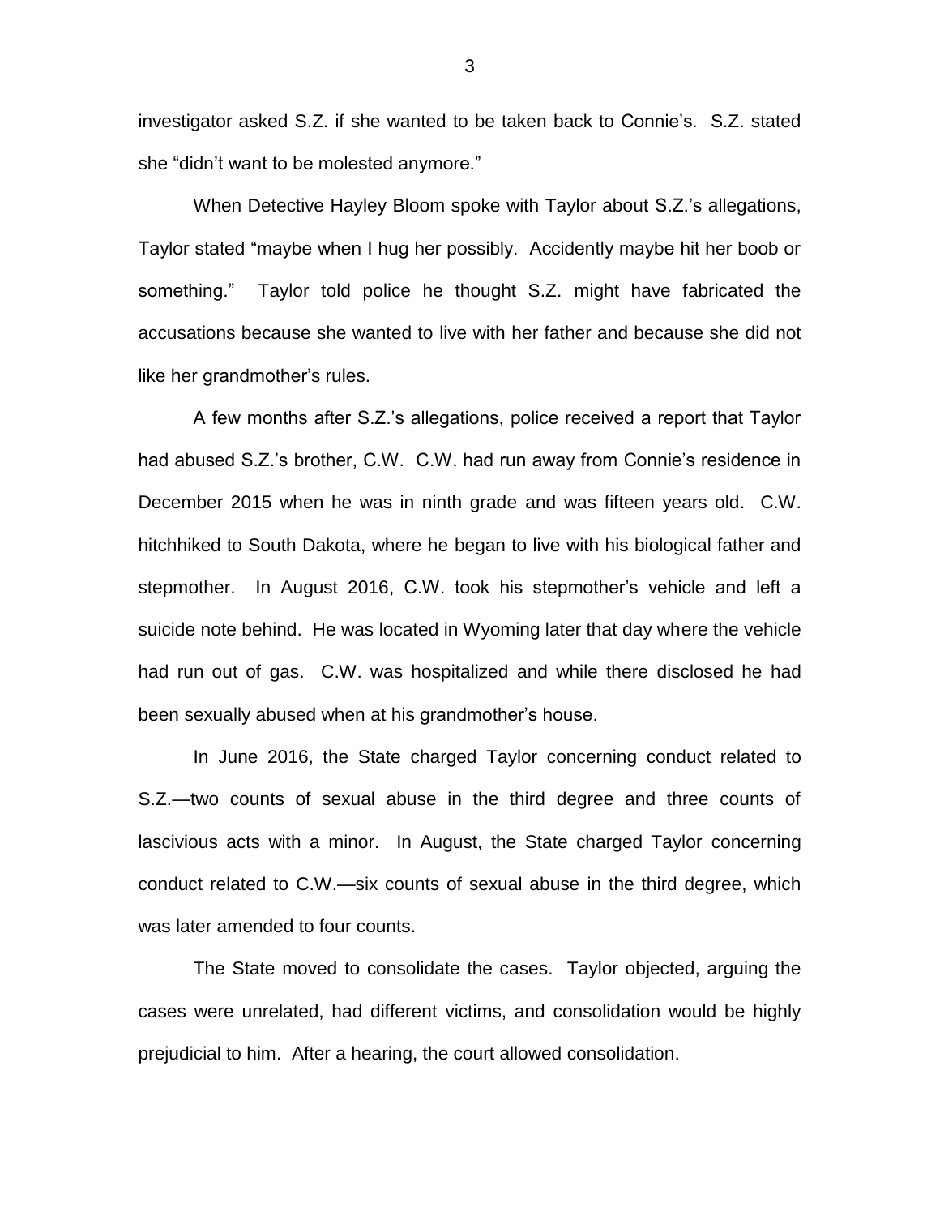investigator asked S.Z. if she wanted to be taken back to Connie's. S.Z. stated she "didn't want to be molested anymore."

When Detective Hayley Bloom spoke with Taylor about S.Z.'s allegations, Taylor stated "maybe when I hug her possibly. Accidently maybe hit her boob or something." Taylor told police he thought S.Z. might have fabricated the accusations because she wanted to live with her father and because she did not like her grandmother's rules.

A few months after S.Z.'s allegations, police received a report that Taylor had abused S.Z.'s brother, C.W. C.W. had run away from Connie's residence in December 2015 when he was in ninth grade and was fifteen years old. C.W. hitchhiked to South Dakota, where he began to live with his biological father and stepmother. In August 2016, C.W. took his stepmother's vehicle and left a suicide note behind. He was located in Wyoming later that day where the vehicle had run out of gas. C.W. was hospitalized and while there disclosed he had been sexually abused when at his grandmother's house.

In June 2016, the State charged Taylor concerning conduct related to S.Z.—two counts of sexual abuse in the third degree and three counts of lascivious acts with a minor. In August, the State charged Taylor concerning conduct related to C.W.—six counts of sexual abuse in the third degree, which was later amended to four counts.

The State moved to consolidate the cases. Taylor objected, arguing the cases were unrelated, had different victims, and consolidation would be highly prejudicial to him. After a hearing, the court allowed consolidation.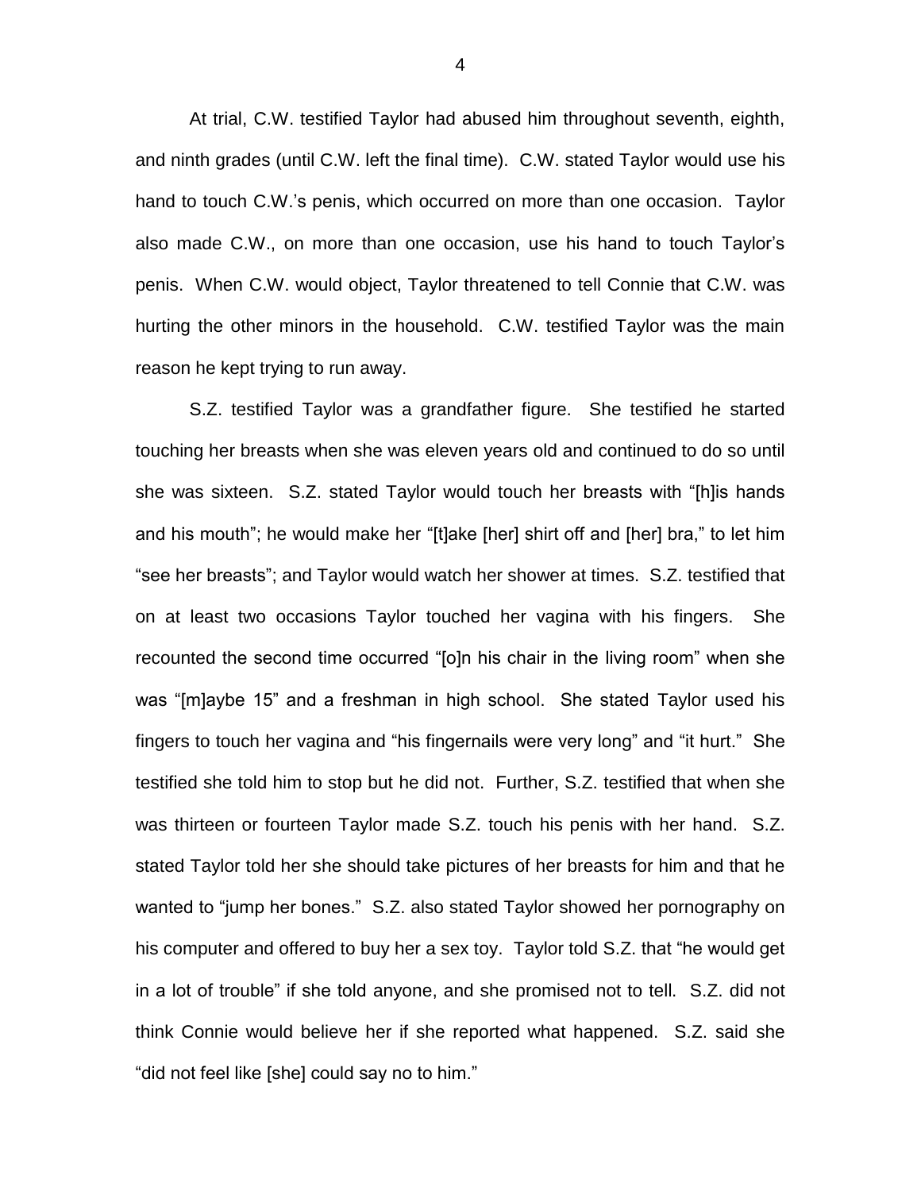At trial, C.W. testified Taylor had abused him throughout seventh, eighth, and ninth grades (until C.W. left the final time). C.W. stated Taylor would use his hand to touch C.W.'s penis, which occurred on more than one occasion. Taylor also made C.W., on more than one occasion, use his hand to touch Taylor's penis. When C.W. would object, Taylor threatened to tell Connie that C.W. was hurting the other minors in the household. C.W. testified Taylor was the main reason he kept trying to run away.

S.Z. testified Taylor was a grandfather figure. She testified he started touching her breasts when she was eleven years old and continued to do so until she was sixteen. S.Z. stated Taylor would touch her breasts with "[h]is hands and his mouth"; he would make her "[t]ake [her] shirt off and [her] bra," to let him "see her breasts"; and Taylor would watch her shower at times. S.Z. testified that on at least two occasions Taylor touched her vagina with his fingers. She recounted the second time occurred "[o]n his chair in the living room" when she was "[m]aybe 15" and a freshman in high school. She stated Taylor used his fingers to touch her vagina and "his fingernails were very long" and "it hurt." She testified she told him to stop but he did not. Further, S.Z. testified that when she was thirteen or fourteen Taylor made S.Z. touch his penis with her hand. S.Z. stated Taylor told her she should take pictures of her breasts for him and that he wanted to "jump her bones." S.Z. also stated Taylor showed her pornography on his computer and offered to buy her a sex toy. Taylor told S.Z. that "he would get in a lot of trouble" if she told anyone, and she promised not to tell. S.Z. did not think Connie would believe her if she reported what happened. S.Z. said she "did not feel like [she] could say no to him."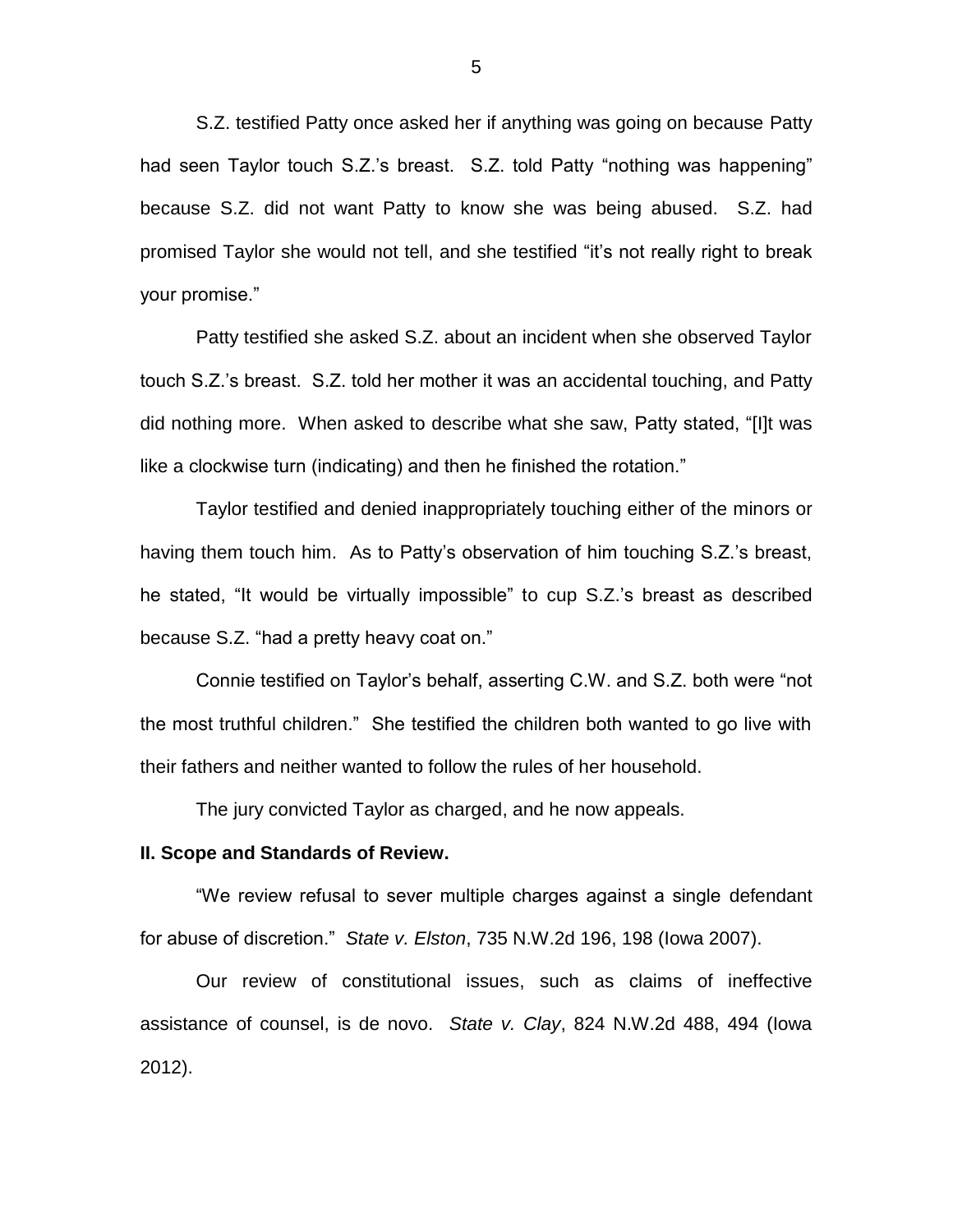S.Z. testified Patty once asked her if anything was going on because Patty had seen Taylor touch S.Z.'s breast. S.Z. told Patty "nothing was happening" because S.Z. did not want Patty to know she was being abused. S.Z. had promised Taylor she would not tell, and she testified "it's not really right to break your promise."

Patty testified she asked S.Z. about an incident when she observed Taylor touch S.Z.'s breast. S.Z. told her mother it was an accidental touching, and Patty did nothing more. When asked to describe what she saw, Patty stated, "[I]t was like a clockwise turn (indicating) and then he finished the rotation."

Taylor testified and denied inappropriately touching either of the minors or having them touch him. As to Patty's observation of him touching S.Z.'s breast, he stated, "It would be virtually impossible" to cup S.Z.'s breast as described because S.Z. "had a pretty heavy coat on."

Connie testified on Taylor's behalf, asserting C.W. and S.Z. both were "not the most truthful children." She testified the children both wanted to go live with their fathers and neither wanted to follow the rules of her household.

The jury convicted Taylor as charged, and he now appeals.

## II. Scope and Standards of Review.

"We review refusal to sever multiple charges against a single defendant for abuse of discretion." *State v. Elston*, 735 N.W.2d 196, 198 (Iowa 2007).

Our review of constitutional issues, such as claims of ineffective assistance of counsel, is de novo. *State v. Clay*, 824 N.W.2d 488, 494 (Iowa 2012).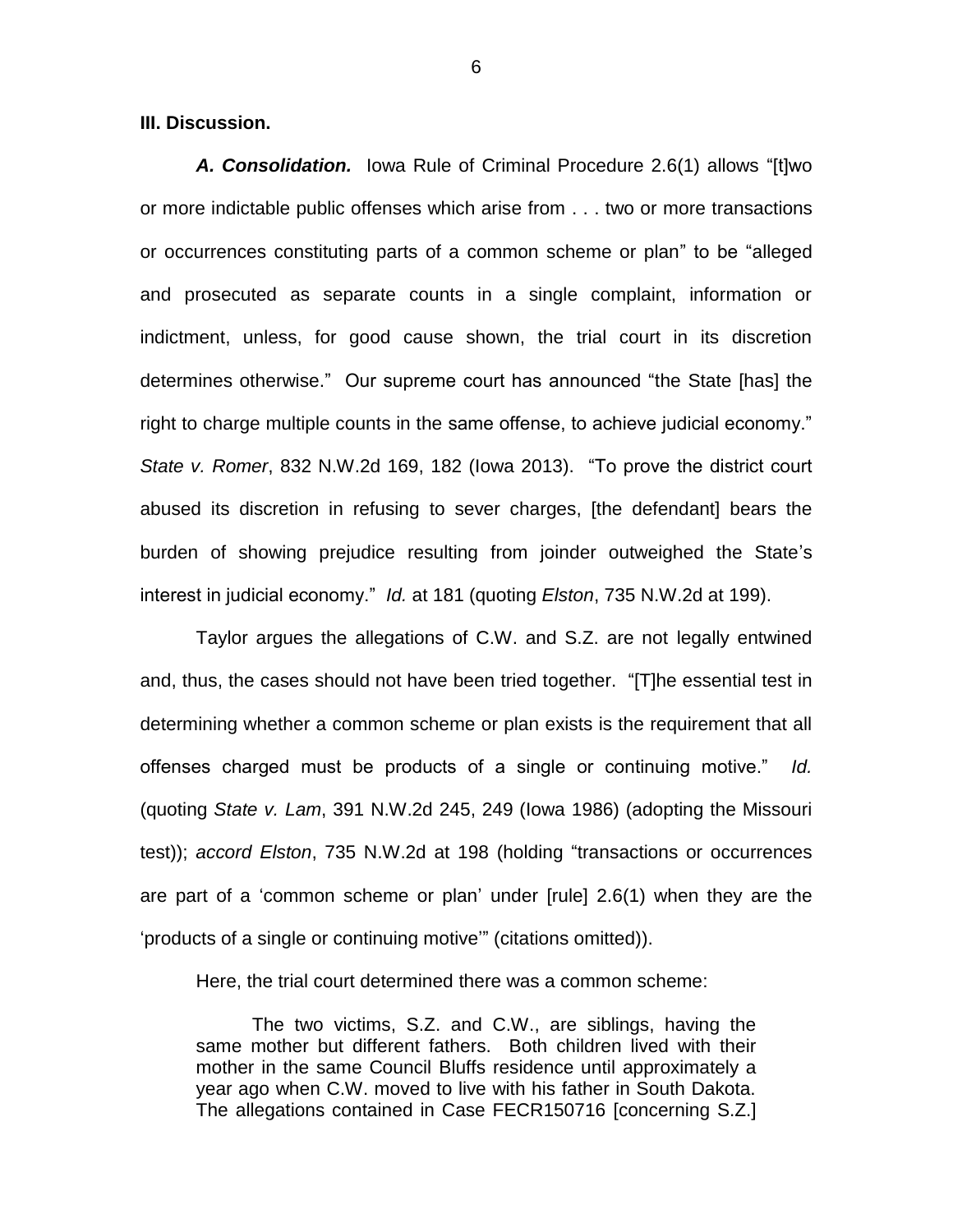**III. Discussion.**

***A. Consolidation.*** Iowa Rule of Criminal Procedure 2.6(1) allows "[t]wo or more indictable public offenses which arise from . . . two or more transactions or occurrences constituting parts of a common scheme or plan" to be "alleged and prosecuted as separate counts in a single complaint, information or indictment, unless, for good cause shown, the trial court in its discretion determines otherwise." Our supreme court has announced "the State [has] the right to charge multiple counts in the same offense, to achieve judicial economy." *State v. Romer*, 832 N.W.2d 169, 182 (Iowa 2013). "To prove the district court abused its discretion in refusing to sever charges, [the defendant] bears the burden of showing prejudice resulting from joinder outweighed the State's interest in judicial economy." *Id.* at 181 (quoting *Elston*, 735 N.W.2d at 199).

Taylor argues the allegations of C.W. and S.Z. are not legally entwined and, thus, the cases should not have been tried together. "[T]he essential test in determining whether a common scheme or plan exists is the requirement that all offenses charged must be products of a single or continuing motive." *Id.* (quoting *State v. Lam*, 391 N.W.2d 245, 249 (Iowa 1986) (adopting the Missouri test)); *accord Elston*, 735 N.W.2d at 198 (holding "transactions or occurrences are part of a 'common scheme or plan' under [rule] 2.6(1) when they are the 'products of a single or continuing motive'" (citations omitted)).

Here, the trial court determined there was a common scheme:

> The two victims, S.Z. and C.W., are siblings, having the same mother but different fathers. Both children lived with their mother in the same Council Bluffs residence until approximately a year ago when C.W. moved to live with his father in South Dakota. The allegations contained in Case FECR150716 [concerning S.Z.]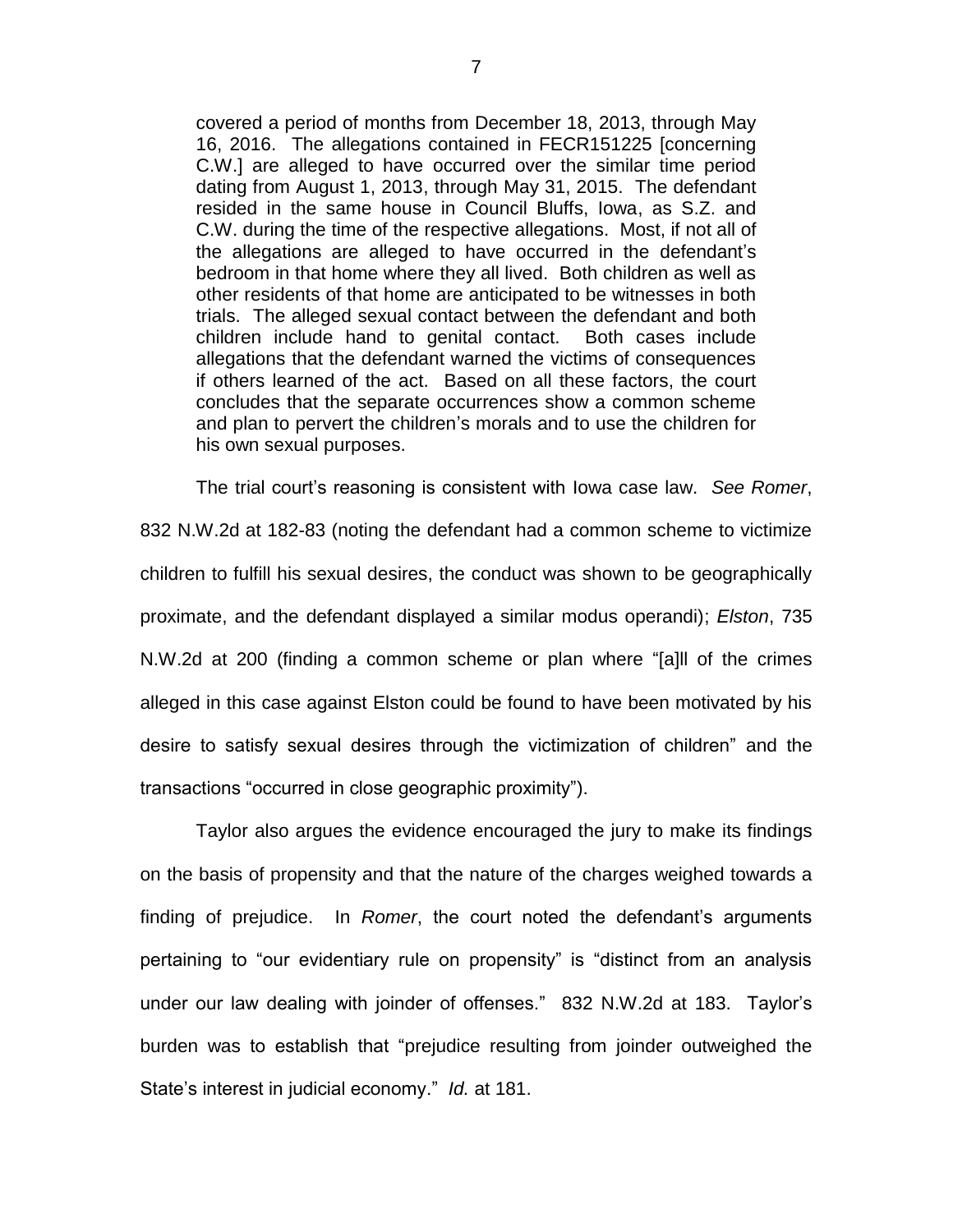> covered a period of months from December 18, 2013, through May 16, 2016. The allegations contained in FECR151225 [concerning C.W.] are alleged to have occurred over the similar time period dating from August 1, 2013, through May 31, 2015. The defendant resided in the same house in Council Bluffs, Iowa, as S.Z. and C.W. during the time of the respective allegations. Most, if not all of the allegations are alleged to have occurred in the defendant's bedroom in that home where they all lived. Both children as well as other residents of that home are anticipated to be witnesses in both trials. The alleged sexual contact between the defendant and both children include hand to genital contact. Both cases include allegations that the defendant warned the victims of consequences if others learned of the act. Based on all these factors, the court concludes that the separate occurrences show a common scheme and plan to pervert the children's morals and to use the children for his own sexual purposes.

The trial court's reasoning is consistent with Iowa case law. *See Romer*, 832 N.W.2d at 182-83 (noting the defendant had a common scheme to victimize children to fulfill his sexual desires, the conduct was shown to be geographically proximate, and the defendant displayed a similar modus operandi); *Elston*, 735 N.W.2d at 200 (finding a common scheme or plan where "[a]ll of the crimes alleged in this case against Elston could be found to have been motivated by his desire to satisfy sexual desires through the victimization of children" and the transactions "occurred in close geographic proximity").

Taylor also argues the evidence encouraged the jury to make its findings on the basis of propensity and that the nature of the charges weighed towards a finding of prejudice. In *Romer*, the court noted the defendant's arguments pertaining to "our evidentiary rule on propensity" is "distinct from an analysis under our law dealing with joinder of offenses." 832 N.W.2d at 183. Taylor's burden was to establish that "prejudice resulting from joinder outweighed the State's interest in judicial economy." *Id.* at 181.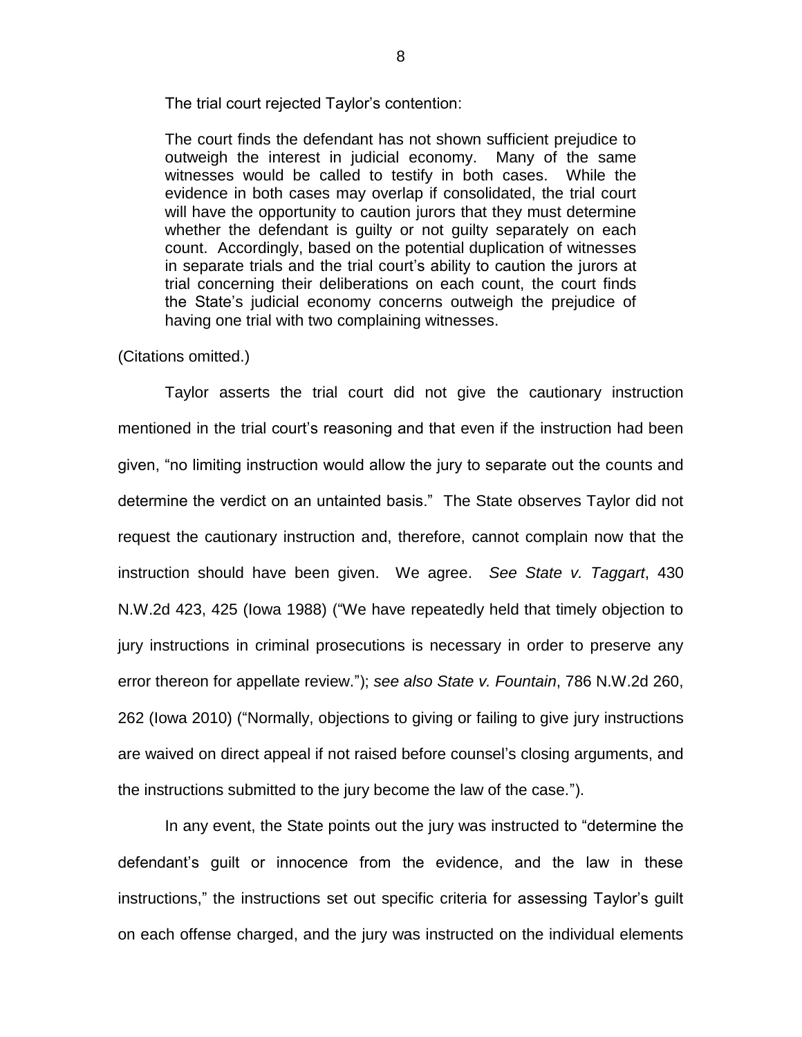The trial court rejected Taylor's contention:

> The court finds the defendant has not shown sufficient prejudice to outweigh the interest in judicial economy. Many of the same witnesses would be called to testify in both cases. While the evidence in both cases may overlap if consolidated, the trial court will have the opportunity to caution jurors that they must determine whether the defendant is guilty or not guilty separately on each count. Accordingly, based on the potential duplication of witnesses in separate trials and the trial court's ability to caution the jurors at trial concerning their deliberations on each count, the court finds the State's judicial economy concerns outweigh the prejudice of having one trial with two complaining witnesses.

(Citations omitted.)

Taylor asserts the trial court did not give the cautionary instruction mentioned in the trial court's reasoning and that even if the instruction had been given, "no limiting instruction would allow the jury to separate out the counts and determine the verdict on an untainted basis." The State observes Taylor did not request the cautionary instruction and, therefore, cannot complain now that the instruction should have been given. We agree. *See State v. Taggart*, 430 N.W.2d 423, 425 (Iowa 1988) ("We have repeatedly held that timely objection to jury instructions in criminal prosecutions is necessary in order to preserve any error thereon for appellate review."); *see also State v. Fountain*, 786 N.W.2d 260, 262 (Iowa 2010) ("Normally, objections to giving or failing to give jury instructions are waived on direct appeal if not raised before counsel's closing arguments, and the instructions submitted to the jury become the law of the case.").

In any event, the State points out the jury was instructed to "determine the defendant's guilt or innocence from the evidence, and the law in these instructions," the instructions set out specific criteria for assessing Taylor's guilt on each offense charged, and the jury was instructed on the individual elements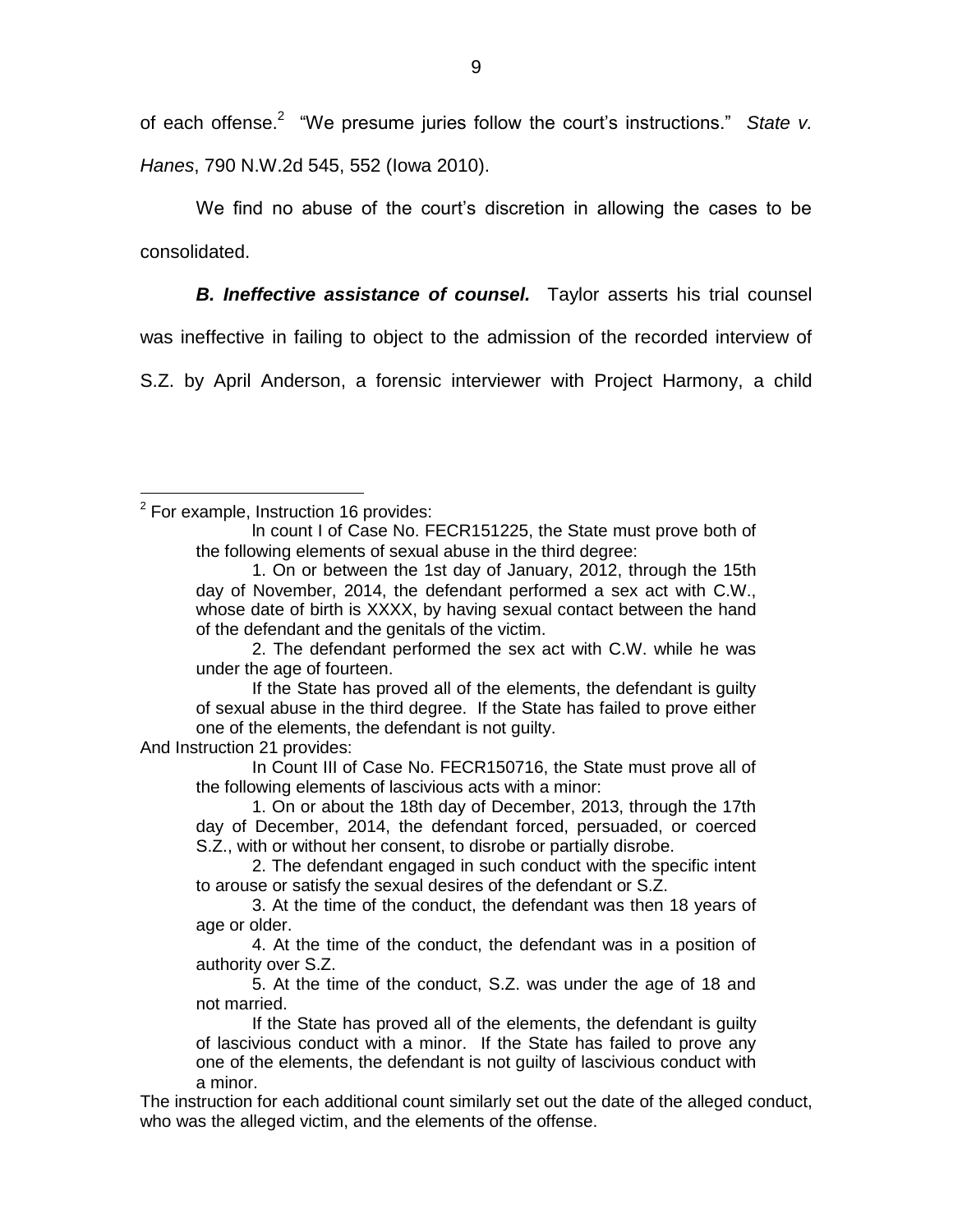of each offense.[2] "We presume juries follow the court's instructions." *State v. Hanes*, 790 N.W.2d 545, 552 (Iowa 2010).

We find no abuse of the court's discretion in allowing the cases to be consolidated.

***B. Ineffective assistance of counsel.*** Taylor asserts his trial counsel was ineffective in failing to object to the admission of the recorded interview of S.Z. by April Anderson, a forensic interviewer with Project Harmony, a child

---

[2] For example, Instruction 16 provides:

> In count I of Case No. FECR151225, the State must prove both of the following elements of sexual abuse in the third degree:
>
> 1. On or between the 1st day of January, 2012, through the 15th day of November, 2014, the defendant performed a sex act with C.W., whose date of birth is XXXX, by having sexual contact between the hand of the defendant and the genitals of the victim.
>
> 2. The defendant performed the sex act with C.W. while he was under the age of fourteen.
>
> If the State has proved all of the elements, the defendant is guilty of sexual abuse in the third degree. If the State has failed to prove either one of the elements, the defendant is not guilty.

And Instruction 21 provides:

> In Count III of Case No. FECR150716, the State must prove all of the following elements of lascivious acts with a minor:
>
> 1. On or about the 18th day of December, 2013, through the 17th day of December, 2014, the defendant forced, persuaded, or coerced S.Z., with or without her consent, to disrobe or partially disrobe.
>
> 2. The defendant engaged in such conduct with the specific intent to arouse or satisfy the sexual desires of the defendant or S.Z.
>
> 3. At the time of the conduct, the defendant was then 18 years of age or older.
>
> 4. At the time of the conduct, the defendant was in a position of authority over S.Z.
>
> 5. At the time of the conduct, S.Z. was under the age of 18 and not married.
>
> If the State has proved all of the elements, the defendant is guilty of lascivious conduct with a minor. If the State has failed to prove any one of the elements, the defendant is not guilty of lascivious conduct with a minor.

The instruction for each additional count similarly set out the date of the alleged conduct, who was the alleged victim, and the elements of the offense.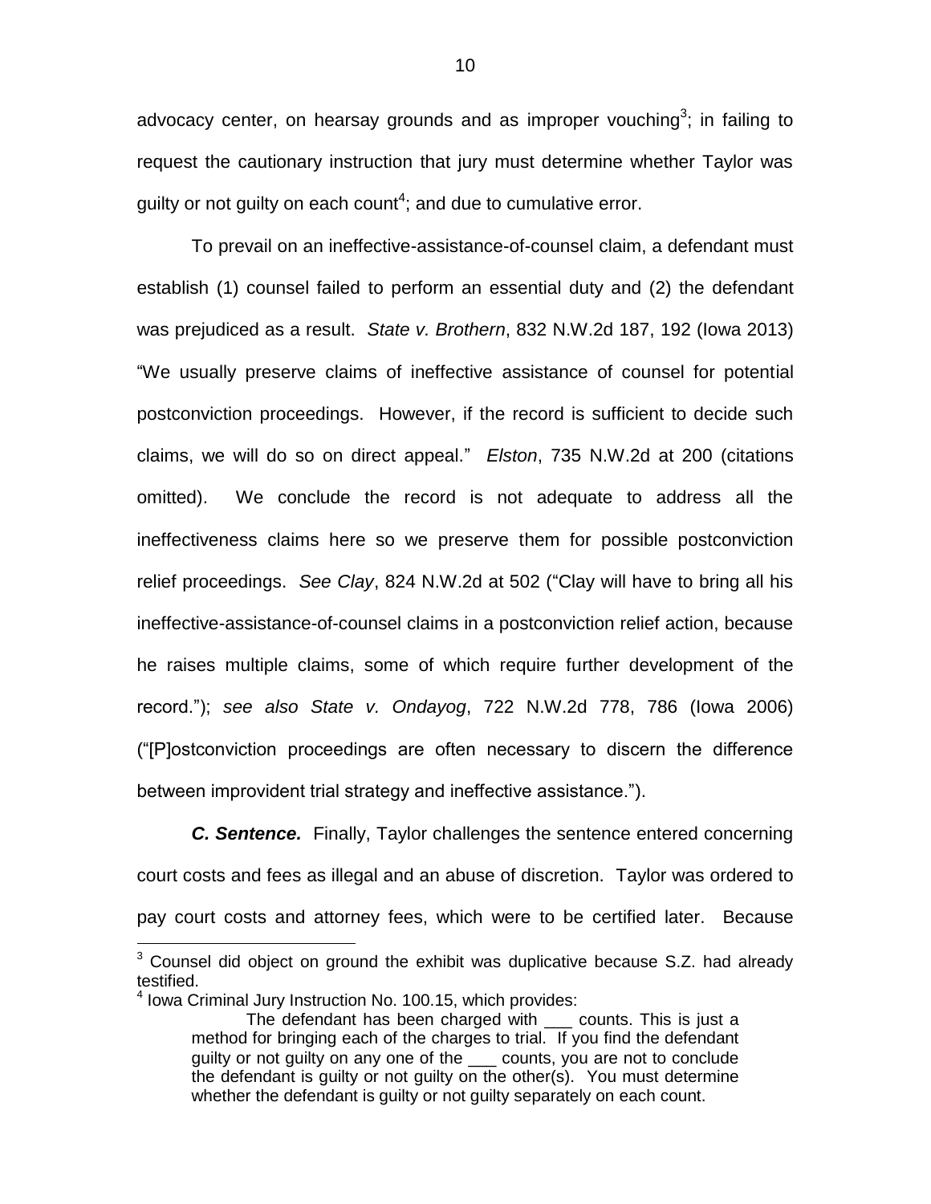advocacy center, on hearsay grounds and as improper vouching[3]; in failing to request the cautionary instruction that jury must determine whether Taylor was guilty or not guilty on each count[4]; and due to cumulative error.

To prevail on an ineffective-assistance-of-counsel claim, a defendant must establish (1) counsel failed to perform an essential duty and (2) the defendant was prejudiced as a result. *State v. Brothern*, 832 N.W.2d 187, 192 (Iowa 2013) "We usually preserve claims of ineffective assistance of counsel for potential postconviction proceedings. However, if the record is sufficient to decide such claims, we will do so on direct appeal." *Elston*, 735 N.W.2d at 200 (citations omitted). We conclude the record is not adequate to address all the ineffectiveness claims here so we preserve them for possible postconviction relief proceedings. *See Clay*, 824 N.W.2d at 502 ("Clay will have to bring all his ineffective-assistance-of-counsel claims in a postconviction relief action, because he raises multiple claims, some of which require further development of the record."); *see also State v. Ondayog*, 722 N.W.2d 778, 786 (Iowa 2006) ("[P]ostconviction proceedings are often necessary to discern the difference between improvident trial strategy and ineffective assistance.").

***C. Sentence.*** Finally, Taylor challenges the sentence entered concerning court costs and fees as illegal and an abuse of discretion. Taylor was ordered to pay court costs and attorney fees, which were to be certified later. Because

---

[3] Counsel did object on ground the exhibit was duplicative because S.Z. had already testified.

[4] Iowa Criminal Jury Instruction No. 100.15, which provides:

> The defendant has been charged with ___ counts. This is just a method for bringing each of the charges to trial. If you find the defendant guilty or not guilty on any one of the ___ counts, you are not to conclude the defendant is guilty or not guilty on the other(s). You must determine whether the defendant is guilty or not guilty separately on each count.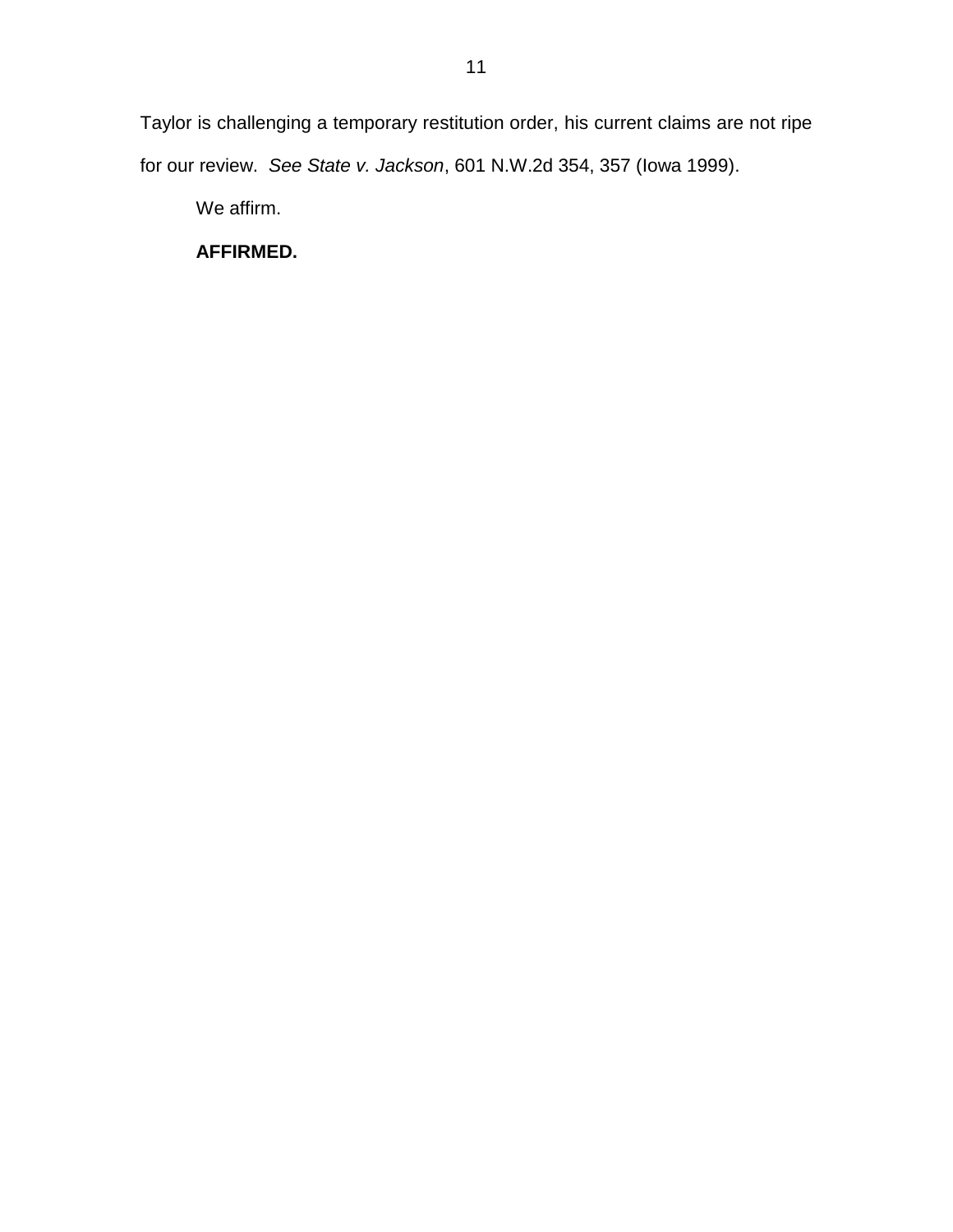Taylor is challenging a temporary restitution order, his current claims are not ripe for our review. *See State v. Jackson*, 601 N.W.2d 354, 357 (Iowa 1999).

We affirm.

**AFFIRMED.**